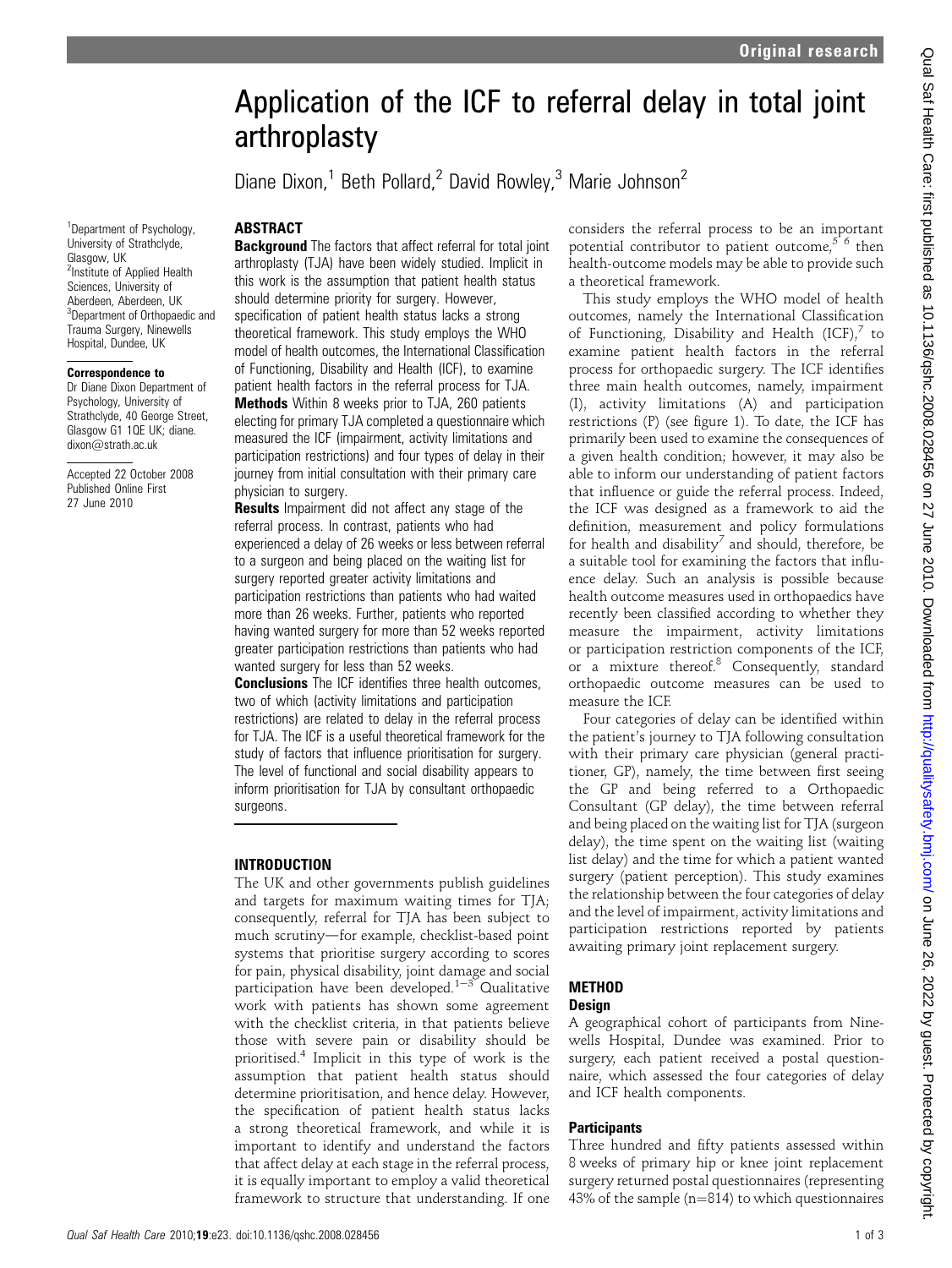# Application of the ICF to referral delay in total joint arthroplasty

Diane Dixon,[1] Beth Pollard,[2] David Rowley,[3] Marie Johnson[2]

[1]Department of Psychology, University of Strathclyde, Glasgow, UK
[2]Institute of Applied Health Sciences, University of Aberdeen, Aberdeen, UK
[3]Department of Orthopaedic and Trauma Surgery, Ninewells Hospital, Dundee, UK

**Correspondence to**
Dr Diane Dixon Department of Psychology, University of Strathclyde, 40 George Street, Glasgow G1 1QE UK; diane.dixon@strath.ac.uk

Accepted 22 October 2008
Published Online First
27 June 2010

## ABSTRACT

**Background** The factors that affect referral for total joint arthroplasty (TJA) have been widely studied. Implicit in this work is the assumption that patient health status should determine priority for surgery. However, specification of patient health status lacks a strong theoretical framework. This study employs the WHO model of health outcomes, the International Classification of Functioning, Disability and Health (ICF), to examine patient health factors in the referral process for TJA.

**Methods** Within 8 weeks prior to TJA, 260 patients electing for primary TJA completed a questionnaire which measured the ICF (impairment, activity limitations and participation restrictions) and four types of delay in their journey from initial consultation with their primary care physician to surgery.

**Results** Impairment did not affect any stage of the referral process. In contrast, patients who had experienced a delay of 26 weeks or less between referral to a surgeon and being placed on the waiting list for surgery reported greater activity limitations and participation restrictions than patients who had waited more than 26 weeks. Further, patients who reported having wanted surgery for more than 52 weeks reported greater participation restrictions than patients who had wanted surgery for less than 52 weeks.

**Conclusions** The ICF identifies three health outcomes, two of which (activity limitations and participation restrictions) are related to delay in the referral process for TJA. The ICF is a useful theoretical framework for the study of factors that influence prioritisation for surgery. The level of functional and social disability appears to inform prioritisation for TJA by consultant orthopaedic surgeons.

## INTRODUCTION

The UK and other governments publish guidelines and targets for maximum waiting times for TJA; consequently, referral for TJA has been subject to much scrutiny—for example, checklist-based point systems that prioritise surgery according to scores for pain, physical disability, joint damage and social participation have been developed.[1–3] Qualitative work with patients has shown some agreement with the checklist criteria, in that patients believe those with severe pain or disability should be prioritised.[4] Implicit in this type of work is the assumption that patient health status should determine prioritisation, and hence delay. However, the specification of patient health status lacks a strong theoretical framework, and while it is important to identify and understand the factors that affect delay at each stage in the referral process, it is equally important to employ a valid theoretical framework to structure that understanding. If one considers the referral process to be an important potential contributor to patient outcome,[5 6] then health-outcome models may be able to provide such a theoretical framework.

This study employs the WHO model of health outcomes, namely the International Classification of Functioning, Disability and Health (ICF),[7] to examine patient health factors in the referral process for orthopaedic surgery. The ICF identifies three main health outcomes, namely, impairment (I), activity limitations (A) and participation restrictions (P) (see figure 1). To date, the ICF has primarily been used to examine the consequences of a given health condition; however, it may also be able to inform our understanding of patient factors that influence or guide the referral process. Indeed, the ICF was designed as a framework to aid the definition, measurement and policy formulations for health and disability[7] and should, therefore, be a suitable tool for examining the factors that influence delay. Such an analysis is possible because health outcome measures used in orthopaedics have recently been classified according to whether they measure the impairment, activity limitations or participation restriction components of the ICF, or a mixture thereof.[8] Consequently, standard orthopaedic outcome measures can be used to measure the ICF.

Four categories of delay can be identified within the patient's journey to TJA following consultation with their primary care physician (general practitioner, GP), namely, the time between first seeing the GP and being referred to a Orthopaedic Consultant (GP delay), the time between referral and being placed on the waiting list for TJA (surgeon delay), the time spent on the waiting list (waiting list delay) and the time for which a patient wanted surgery (patient perception). This study examines the relationship between the four categories of delay and the level of impairment, activity limitations and participation restrictions reported by patients awaiting primary joint replacement surgery.

## METHOD

### Design

A geographical cohort of participants from Ninewells Hospital, Dundee was examined. Prior to surgery, each patient received a postal questionnaire, which assessed the four categories of delay and ICF health components.

### Participants

Three hundred and fifty patients assessed within 8 weeks of primary hip or knee joint replacement surgery returned postal questionnaires (representing 43% of the sample (n=814) to which questionnaires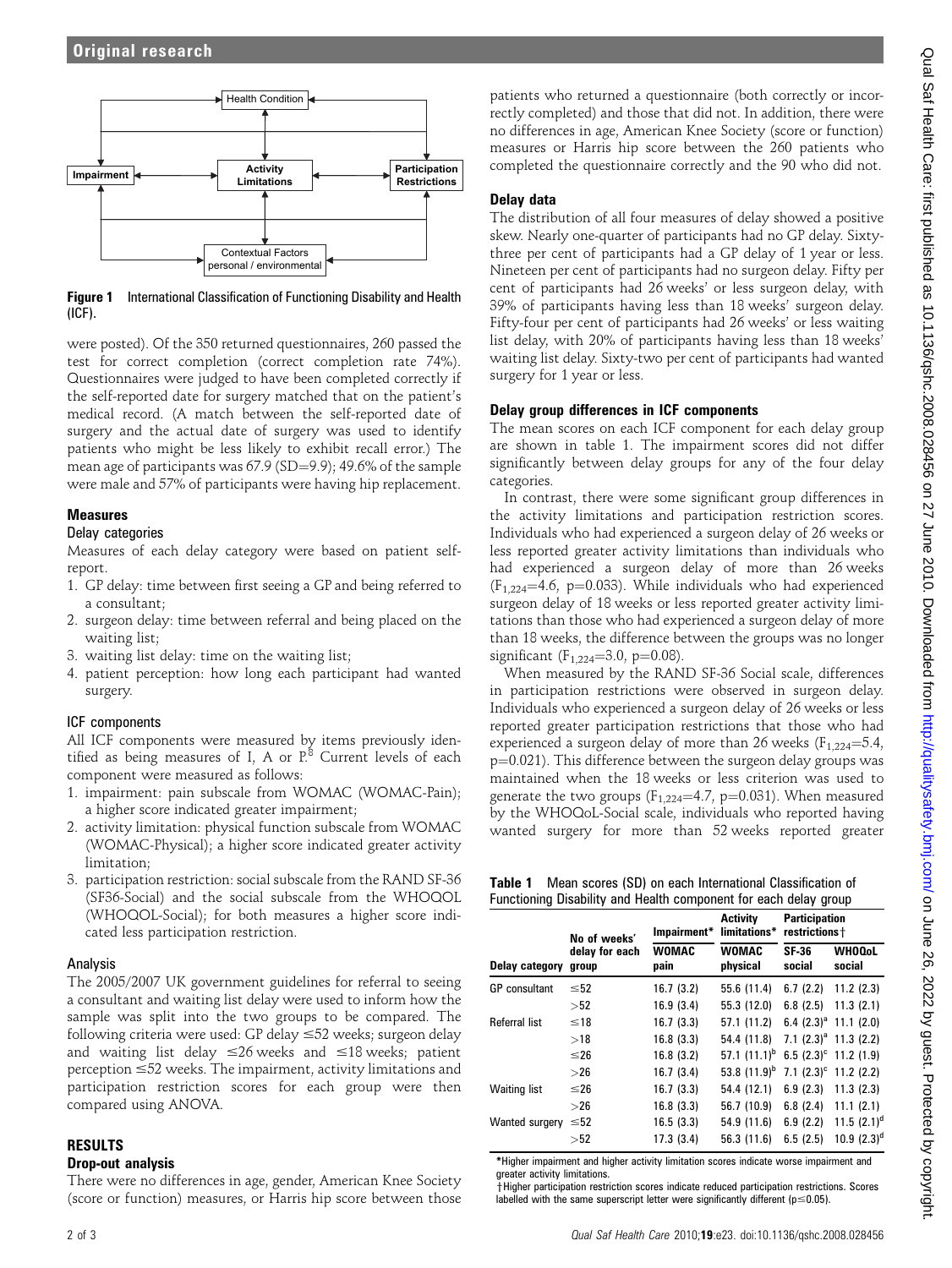Figure 1 International Classification of Functioning Disability and Health (ICF).

were posted). Of the 350 returned questionnaires, 260 passed the test for correct completion (correct completion rate 74%). Questionnaires were judged to have been completed correctly if the self-reported date for surgery matched that on the patient's medical record. (A match between the self-reported date of surgery and the actual date of surgery was used to identify patients who might be less likely to exhibit recall error.) The mean age of participants was 67.9 (SD=9.9); 49.6% of the sample were male and 57% of participants were having hip replacement.

## Measures

### Delay categories

Measures of each delay category were based on patient self-report.

1. GP delay: time between first seeing a GP and being referred to a consultant;
2. surgeon delay: time between referral and being placed on the waiting list;
3. waiting list delay: time on the waiting list;
4. patient perception: how long each participant had wanted surgery.

### ICF components

All ICF components were measured by items previously identified as being measures of I, A or P.[8] Current levels of each component were measured as follows:

1. impairment: pain subscale from WOMAC (WOMAC-Pain); a higher score indicated greater impairment;
2. activity limitation: physical function subscale from WOMAC (WOMAC-Physical); a higher score indicated greater activity limitation;
3. participation restriction: social subscale from the RAND SF-36 (SF36-Social) and the social subscale from the WHOQOL (WHOQOL-Social); for both measures a higher score indicated less participation restriction.

### Analysis

The 2005/2007 UK government guidelines for referral to seeing a consultant and waiting list delay were used to inform how the sample was split into the two groups to be compared. The following criteria were used: GP delay ≤52 weeks; surgeon delay and waiting list delay ≤26 weeks and ≤18 weeks; patient perception ≤52 weeks. The impairment, activity limitations and participation restriction scores for each group were then compared using ANOVA.

## RESULTS

### Drop-out analysis

There were no differences in age, gender, American Knee Society (score or function) measures, or Harris hip score between those patients who returned a questionnaire (both correctly or incorrectly completed) and those that did not. In addition, there were no differences in age, American Knee Society (score or function) measures or Harris hip score between the 260 patients who completed the questionnaire correctly and the 90 who did not.

### Delay data

The distribution of all four measures of delay showed a positive skew. Nearly one-quarter of participants had no GP delay. Sixty-three per cent of participants had a GP delay of 1 year or less. Nineteen per cent of participants had no surgeon delay. Fifty per cent of participants had 26 weeks' or less surgeon delay, with 39% of participants having less than 18 weeks' surgeon delay. Fifty-four per cent of participants had 26 weeks' or less waiting list delay, with 20% of participants having less than 18 weeks' waiting list delay. Sixty-two per cent of participants had wanted surgery for 1 year or less.

### Delay group differences in ICF components

The mean scores on each ICF component for each delay group are shown in table 1. The impairment scores did not differ significantly between delay groups for any of the four delay categories.

In contrast, there were some significant group differences in the activity limitations and participation restriction scores. Individuals who had experienced a surgeon delay of 26 weeks or less reported greater activity limitations than individuals who had experienced a surgeon delay of more than 26 weeks ($F_{1,224}$=4.6, p=0.033). While individuals who had experienced surgeon delay of 18 weeks or less reported greater activity limitations than those who had experienced a surgeon delay of more than 18 weeks, the difference between the groups was no longer significant ($F_{1,224}$=3.0, p=0.08).

When measured by the RAND SF-36 Social scale, differences in participation restrictions were observed in surgeon delay. Individuals who experienced a surgeon delay of 26 weeks or less reported greater participation restrictions that those who had experienced a surgeon delay of more than 26 weeks ($F_{1,224}$=5.4, p=0.021). This difference between the surgeon delay groups was maintained when the 18 weeks or less criterion was used to generate the two groups ($F_{1,224}$=4.7, p=0.031). When measured by the WHOQoL-Social scale, individuals who reported having wanted surgery for more than 52 weeks reported greater

**Table 1** Mean scores (SD) on each International Classification of Functioning Disability and Health component for each delay group

| Delay category | No of weeks' delay for each group | Impairment* WOMAC pain | Activity limitations* WOMAC physical | Participation restrictions† SF-36 social | Participation restrictions† WHOQoL social |
|---|---|---|---|---|---|
| GP consultant | ≤52 | 16.7 (3.2) | 55.6 (11.4) | 6.7 (2.2) | 11.2 (2.3) |
| | >52 | 16.9 (3.4) | 55.3 (12.0) | 6.8 (2.5) | 11.3 (2.1) |
| Referral list | ≤18 | 16.7 (3.3) | 57.1 (11.2) | 6.4 (2.3)[a] | 11.1 (2.0) |
| | >18 | 16.8 (3.3) | 54.4 (11.8) | 7.1 (2.3)[a] | 11.3 (2.2) |
| | ≤26 | 16.8 (3.2) | 57.1 (11.1)[b] | 6.5 (2.3)[c] | 11.2 (1.9) |
| | >26 | 16.7 (3.4) | 53.8 (11.9)[b] | 7.1 (2.3)[c] | 11.2 (2.2) |
| Waiting list | ≤26 | 16.7 (3.3) | 54.4 (12.1) | 6.9 (2.3) | 11.3 (2.3) |
| | >26 | 16.8 (3.3) | 56.7 (10.9) | 6.8 (2.4) | 11.1 (2.1) |
| Wanted surgery | ≤52 | 16.5 (3.3) | 54.9 (11.6) | 6.9 (2.2) | 11.5 (2.1)[d] |
| | >52 | 17.3 (3.4) | 56.3 (11.6) | 6.5 (2.5) | 10.9 (2.3)[d] |

*Higher impairment and higher activity limitation scores indicate worse impairment and greater activity limitations.
†Higher participation restriction scores indicate reduced participation restrictions. Scores labelled with the same superscript letter were significantly different (p≤0.05).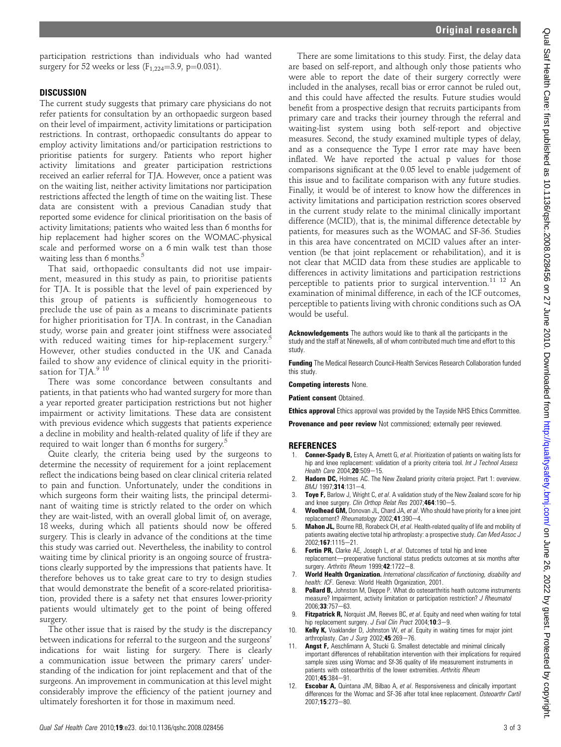participation restrictions than individuals who had wanted surgery for 52 weeks or less ($F_{1,224}=3.9$, $p=0.031$).

## DISCUSSION

The current study suggests that primary care physicians do not refer patients for consultation by an orthopaedic surgeon based on their level of impairment, activity limitations or participation restrictions. In contrast, orthopaedic consultants do appear to employ activity limitations and/or participation restrictions to prioritise patients for surgery. Patients who report higher activity limitations and greater participation restrictions received an earlier referral for TJA. However, once a patient was on the waiting list, neither activity limitations nor participation restrictions affected the length of time on the waiting list. These data are consistent with a previous Canadian study that reported some evidence for clinical prioritisation on the basis of activity limitations; patients who waited less than 6 months for hip replacement had higher scores on the WOMAC-physical scale and performed worse on a 6 min walk test than those waiting less than 6 months.[5]

That said, orthopaedic consultants did not use impairment, measured in this study as pain, to prioritise patients for TJA. It is possible that the level of pain experienced by this group of patients is sufficiently homogeneous to preclude the use of pain as a means to discriminate patients for higher prioritisation for TJA. In contrast, in the Canadian study, worse pain and greater joint stiffness were associated with reduced waiting times for hip-replacement surgery.[5] However, other studies conducted in the UK and Canada failed to show any evidence of clinical equity in the prioritisation for TJA.[9 10]

There was some concordance between consultants and patients, in that patients who had wanted surgery for more than a year reported greater participation restrictions but not higher impairment or activity limitations. These data are consistent with previous evidence which suggests that patients experience a decline in mobility and health-related quality of life if they are required to wait longer than 6 months for surgery.[5]

Quite clearly, the criteria being used by the surgeons to determine the necessity of requirement for a joint replacement reflect the indications being based on clear clinical criteria related to pain and function. Unfortunately, under the conditions in which surgeons form their waiting lists, the principal determinant of waiting time is strictly related to the order on which they are wait-listed, with an overall global limit of, on average, 18 weeks, during which all patients should now be offered surgery. This is clearly in advance of the conditions at the time this study was carried out. Nevertheless, the inability to control waiting time by clinical priority is an ongoing source of frustrations clearly supported by the impressions that patients have. It therefore behoves us to take great care to try to design studies that would demonstrate the benefit of a score-related prioritisation, provided there is a safety net that ensures lower-priority patients would ultimately get to the point of being offered surgery.

The other issue that is raised by the study is the discrepancy between indications for referral to the surgeon and the surgeons' indications for wait listing for surgery. There is clearly a communication issue between the primary carers' understanding of the indication for joint replacement and that of the surgeons. An improvement in communication at this level might considerably improve the efficiency of the patient journey and ultimately foreshorten it for those in maximum need.

There are some limitations to this study. First, the delay data are based on self-report, and although only those patients who were able to report the date of their surgery correctly were included in the analyses, recall bias or error cannot be ruled out, and this could have affected the results. Future studies would benefit from a prospective design that recruits participants from primary care and tracks their journey through the referral and waiting-list system using both self-report and objective measures. Second, the study examined multiple types of delay, and as a consequence the Type I error rate may have been inflated. We have reported the actual p values for those comparisons significant at the 0.05 level to enable judgement of this issue and to facilitate comparison with any future studies. Finally, it would be of interest to know how the differences in activity limitations and participation restriction scores observed in the current study relate to the minimal clinically important difference (MCID), that is, the minimal difference detectable by patients, for measures such as the WOMAC and SF-36. Studies in this area have concentrated on MCID values after an intervention (be that joint replacement or rehabilitation), and it is not clear that MCID data from these studies are applicable to differences in activity limitations and participation restrictions perceptible to patients prior to surgical intervention.[11 12] An examination of minimal difference, in each of the ICF outcomes, perceptible to patients living with chronic conditions such as OA would be useful.

**Acknowledgements** The authors would like to thank all the participants in the study and the staff at Ninewells, all of whom contributed much time and effort to this study.

**Funding** The Medical Research Council-Health Services Research Collaboration funded this study.

**Competing interests** None.

**Patient consent** Obtained.

**Ethics approval** Ethics approval was provided by the Tayside NHS Ethics Committee.

**Provenance and peer review** Not commissioned; externally peer reviewed.

## REFERENCES

1. **Conner-Spady B,** Estey A, Arnett G, *et al*. Prioritization of patients on waiting lists for hip and knee replacement: validation of a priority criteria tool. *Int J Technol Assess Health Care* 2004;**20**:509–15.
2. **Hadorn DC,** Holmes AC. The New Zealand priority criteria project. Part 1: overview. *BMJ* 1997;**314**:131–4.
3. **Toye F,** Barlow J, Wright C, *et al*. A validation study of the New Zealand score for hip and knee surgery. *Clin Orthop Relat Res* 2007;**464**:190–5.
4. **Woolhead GM,** Donovan JL, Chard JA, *et al*. Who should have priority for a knee joint replacement? *Rheumatology* 2002;**41**:390–4.
5. **Mahon JL,** Bourne RB, Rorabeck CH, *et al*. Health-related quality of life and mobility of patients awaiting elective total hip arthroplasty: a prospective study. *Can Med Assoc J* 2002;**167**:1115–21.
6. **Fortin PR,** Clarke AE, Joseph L, *et al*. Outcomes of total hip and knee replacement—preoperative functional status predicts outcomes at six months after surgery. *Arthritis Rheum* 1999;**42**:1722–8.
7. **World Health Organization.** *International classification of functioning, disability and health: ICF*. Geneva: World Health Organization, 2001.
8. **Pollard B,** Johnston M, Dieppe P. What do osteoarthritis health outcome instruments measure? Impairment, activity limitation or participation restriction? *J Rheumatol* 2006;**33**:757–63.
9. **Fitzpatrick R,** Norquist JM, Reeves BC, *et al*. Equity and need when waiting for total hip replacement surgery. *J Eval Clin Pract* 2004;**10**:3–9.
10. **Kelly K,** Voaklander D, Johnston W, *et al*. Equity in waiting times for major joint arthroplasty. *Can J Surg* 2002;**45**:269–76.
11. **Angst F,** Aeschlimann A, Stucki G. Smallest detectable and minimal clinically important differences of rehabilitation intervention with their implications for required sample sizes using Womac and Sf-36 quality of life measurement instruments in patients with osteoarthritis of the lower extremities. *Arthritis Rheum* 2001;**45**:384–91.
12. **Escobar A,** Quintana JM, Bilbao A, *et al*. Responsiveness and clinically important differences for the Womac and SF-36 after total knee replacement. *Osteoarthr Cartil* 2007;**15**:273–80.